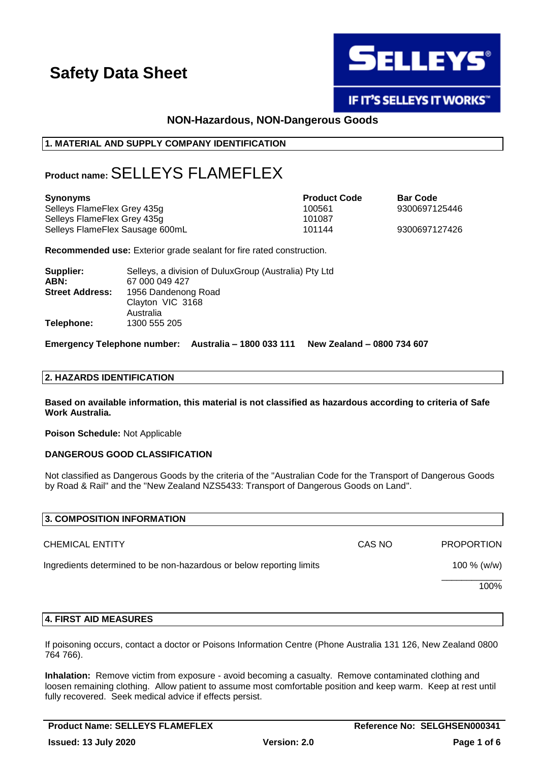# Safety Data Sheet

SELLEYS®

IF IT'S SELLEYS IT WORKS™

**NON-Hazardous, NON-Dangerous Goods**

## 1. MATERIAL AND SUPPLY COMPANY IDENTIFICATION

**Product name:** SELLEYS FLAMEFLEX

| Synonyms | Product Code | Bar Code |
|---|---|---|
| Selleys FlameFlex Grey 435g | 100561 | 9300697125446 |
| Selleys FlameFlex Grey 435g | 101087 | |
| Selleys FlameFlex Sausage 600mL | 101144 | 9300697127426 |

**Recommended use:** Exterior grade sealant for fire rated construction.

**Supplier:** Selleys, a division of DuluxGroup (Australia) Pty Ltd
**ABN:** 67 000 049 427
**Street Address:** 1956 Dandenong Road
Clayton VIC 3168
Australia
**Telephone:** 1300 555 205

**Emergency Telephone number: Australia – 1800 033 111 New Zealand – 0800 734 607**

## 2. HAZARDS IDENTIFICATION

**Based on available information, this material is not classified as hazardous according to criteria of Safe Work Australia.**

**Poison Schedule:** Not Applicable

**DANGEROUS GOOD CLASSIFICATION**

Not classified as Dangerous Goods by the criteria of the "Australian Code for the Transport of Dangerous Goods by Road & Rail" and the "New Zealand NZS5433: Transport of Dangerous Goods on Land".

## 3. COMPOSITION INFORMATION

| CHEMICAL ENTITY | CAS NO | PROPORTION |
|---|---|---|
| Ingredients determined to be non-hazardous or below reporting limits | | 100 % (w/w) |
| | | 100% |

## 4. FIRST AID MEASURES

If poisoning occurs, contact a doctor or Poisons Information Centre (Phone Australia 131 126, New Zealand 0800 764 766).

**Inhalation:** Remove victim from exposure - avoid becoming a casualty. Remove contaminated clothing and loosen remaining clothing. Allow patient to assume most comfortable position and keep warm. Keep at rest until fully recovered. Seek medical advice if effects persist.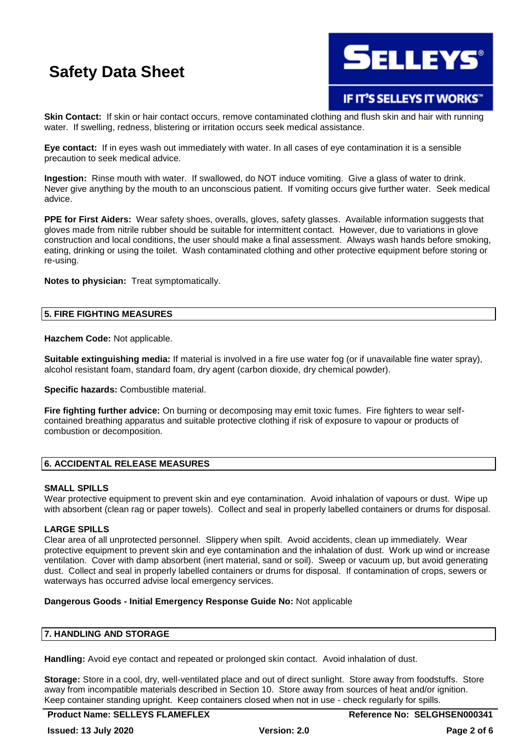**Skin Contact:** If skin or hair contact occurs, remove contaminated clothing and flush skin and hair with running water. If swelling, redness, blistering or irritation occurs seek medical assistance.

**Eye contact:** If in eyes wash out immediately with water. In all cases of eye contamination it is a sensible precaution to seek medical advice.

**Ingestion:** Rinse mouth with water. If swallowed, do NOT induce vomiting. Give a glass of water to drink. Never give anything by the mouth to an unconscious patient. If vomiting occurs give further water. Seek medical advice.

**PPE for First Aiders:** Wear safety shoes, overalls, gloves, safety glasses. Available information suggests that gloves made from nitrile rubber should be suitable for intermittent contact. However, due to variations in glove construction and local conditions, the user should make a final assessment. Always wash hands before smoking, eating, drinking or using the toilet. Wash contaminated clothing and other protective equipment before storing or re-using.

**Notes to physician:** Treat symptomatically.

## 5. FIRE FIGHTING MEASURES

**Hazchem Code:** Not applicable.

**Suitable extinguishing media:** If material is involved in a fire use water fog (or if unavailable fine water spray), alcohol resistant foam, standard foam, dry agent (carbon dioxide, dry chemical powder).

**Specific hazards:** Combustible material.

**Fire fighting further advice:** On burning or decomposing may emit toxic fumes. Fire fighters to wear self-contained breathing apparatus and suitable protective clothing if risk of exposure to vapour or products of combustion or decomposition.

## 6. ACCIDENTAL RELEASE MEASURES

### SMALL SPILLS

Wear protective equipment to prevent skin and eye contamination. Avoid inhalation of vapours or dust. Wipe up with absorbent (clean rag or paper towels). Collect and seal in properly labelled containers or drums for disposal.

### LARGE SPILLS

Clear area of all unprotected personnel. Slippery when spilt. Avoid accidents, clean up immediately. Wear protective equipment to prevent skin and eye contamination and the inhalation of dust. Work up wind or increase ventilation. Cover with damp absorbent (inert material, sand or soil). Sweep or vacuum up, but avoid generating dust. Collect and seal in properly labelled containers or drums for disposal. If contamination of crops, sewers or waterways has occurred advise local emergency services.

**Dangerous Goods - Initial Emergency Response Guide No:** Not applicable

## 7. HANDLING AND STORAGE

**Handling:** Avoid eye contact and repeated or prolonged skin contact. Avoid inhalation of dust.

**Storage:** Store in a cool, dry, well-ventilated place and out of direct sunlight. Store away from foodstuffs. Store away from incompatible materials described in Section 10. Store away from sources of heat and/or ignition. Keep container standing upright. Keep containers closed when not in use - check regularly for spills.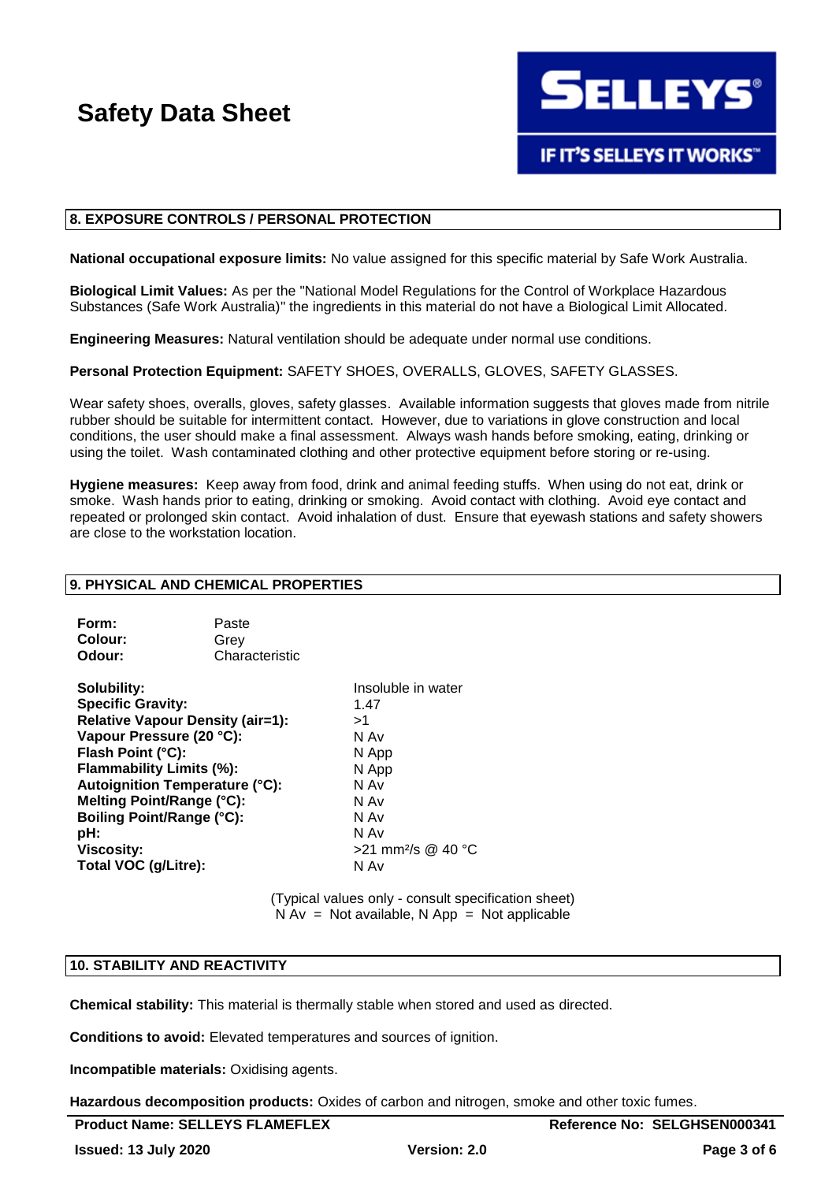## 8. EXPOSURE CONTROLS / PERSONAL PROTECTION

**National occupational exposure limits:** No value assigned for this specific material by Safe Work Australia.

**Biological Limit Values:** As per the "National Model Regulations for the Control of Workplace Hazardous Substances (Safe Work Australia)" the ingredients in this material do not have a Biological Limit Allocated.

**Engineering Measures:** Natural ventilation should be adequate under normal use conditions.

**Personal Protection Equipment:** SAFETY SHOES, OVERALLS, GLOVES, SAFETY GLASSES.

Wear safety shoes, overalls, gloves, safety glasses. Available information suggests that gloves made from nitrile rubber should be suitable for intermittent contact. However, due to variations in glove construction and local conditions, the user should make a final assessment. Always wash hands before smoking, eating, drinking or using the toilet. Wash contaminated clothing and other protective equipment before storing or re-using.

**Hygiene measures:** Keep away from food, drink and animal feeding stuffs. When using do not eat, drink or smoke. Wash hands prior to eating, drinking or smoking. Avoid contact with clothing. Avoid eye contact and repeated or prolonged skin contact. Avoid inhalation of dust. Ensure that eyewash stations and safety showers are close to the workstation location.

## 9. PHYSICAL AND CHEMICAL PROPERTIES

| | |
|---|---|
| **Form:** | Paste |
| **Colour:** | Grey |
| **Odour:** | Characteristic |

| | |
|---|---|
| **Solubility:** | Insoluble in water |
| **Specific Gravity:** | 1.47 |
| **Relative Vapour Density (air=1):** | >1 |
| **Vapour Pressure (20 °C):** | N Av |
| **Flash Point (°C):** | N App |
| **Flammability Limits (%):** | N App |
| **Autoignition Temperature (°C):** | N Av |
| **Melting Point/Range (°C):** | N Av |
| **Boiling Point/Range (°C):** | N Av |
| **pH:** | N Av |
| **Viscosity:** | >21 $mm^2/s$ @ 40 °C |
| **Total VOC (g/Litre):** | N Av |

(Typical values only - consult specification sheet)
N Av = Not available, N App = Not applicable

## 10. STABILITY AND REACTIVITY

**Chemical stability:** This material is thermally stable when stored and used as directed.

**Conditions to avoid:** Elevated temperatures and sources of ignition.

**Incompatible materials:** Oxidising agents.

**Hazardous decomposition products:** Oxides of carbon and nitrogen, smoke and other toxic fumes.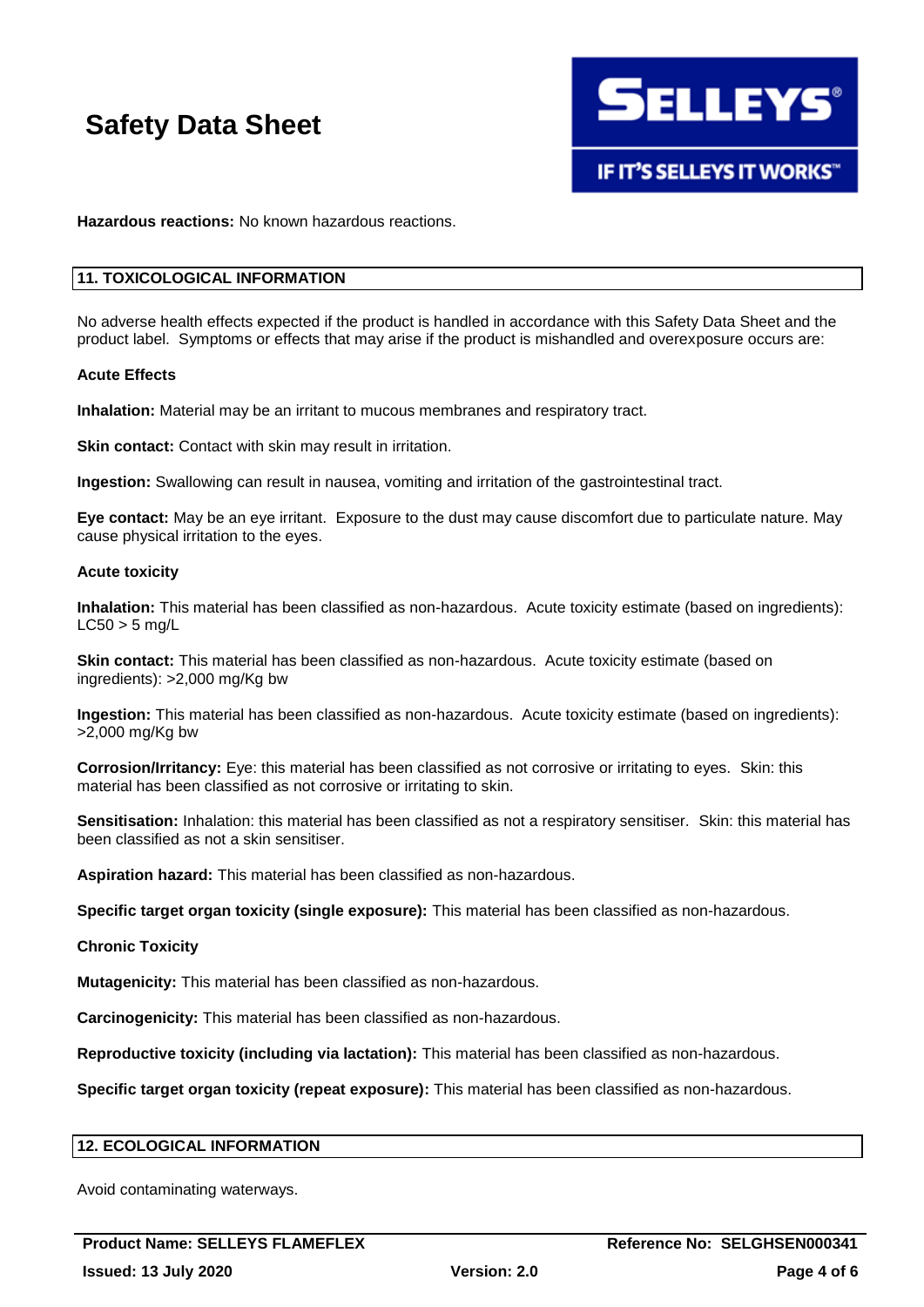**Hazardous reactions:** No known hazardous reactions.

## 11. TOXICOLOGICAL INFORMATION

No adverse health effects expected if the product is handled in accordance with this Safety Data Sheet and the product label. Symptoms or effects that may arise if the product is mishandled and overexposure occurs are:

**Acute Effects**

**Inhalation:** Material may be an irritant to mucous membranes and respiratory tract.

**Skin contact:** Contact with skin may result in irritation.

**Ingestion:** Swallowing can result in nausea, vomiting and irritation of the gastrointestinal tract.

**Eye contact:** May be an eye irritant. Exposure to the dust may cause discomfort due to particulate nature. May cause physical irritation to the eyes.

**Acute toxicity**

**Inhalation:** This material has been classified as non-hazardous. Acute toxicity estimate (based on ingredients): LC50 > 5 mg/L

**Skin contact:** This material has been classified as non-hazardous. Acute toxicity estimate (based on ingredients): >2,000 mg/Kg bw

**Ingestion:** This material has been classified as non-hazardous. Acute toxicity estimate (based on ingredients): >2,000 mg/Kg bw

**Corrosion/Irritancy:** Eye: this material has been classified as not corrosive or irritating to eyes. Skin: this material has been classified as not corrosive or irritating to skin.

**Sensitisation:** Inhalation: this material has been classified as not a respiratory sensitiser. Skin: this material has been classified as not a skin sensitiser.

**Aspiration hazard:** This material has been classified as non-hazardous.

**Specific target organ toxicity (single exposure):** This material has been classified as non-hazardous.

**Chronic Toxicity**

**Mutagenicity:** This material has been classified as non-hazardous.

**Carcinogenicity:** This material has been classified as non-hazardous.

**Reproductive toxicity (including via lactation):** This material has been classified as non-hazardous.

**Specific target organ toxicity (repeat exposure):** This material has been classified as non-hazardous.

## 12. ECOLOGICAL INFORMATION

Avoid contaminating waterways.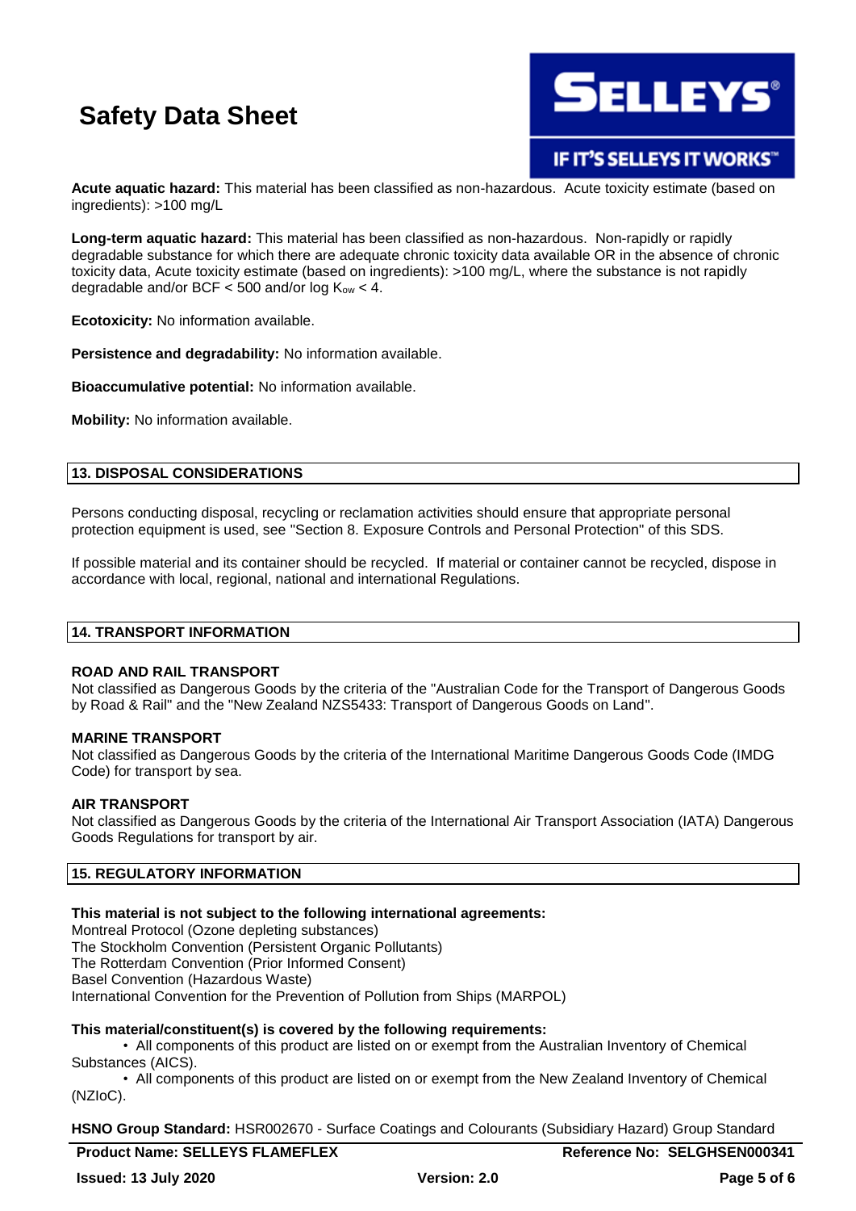**Acute aquatic hazard:** This material has been classified as non-hazardous. Acute toxicity estimate (based on ingredients): >100 mg/L

**Long-term aquatic hazard:** This material has been classified as non-hazardous. Non-rapidly or rapidly degradable substance for which there are adequate chronic toxicity data available OR in the absence of chronic toxicity data, Acute toxicity estimate (based on ingredients): >100 mg/L, where the substance is not rapidly degradable and/or BCF < 500 and/or log $K_{ow}$ < 4.

**Ecotoxicity:** No information available.

**Persistence and degradability:** No information available.

**Bioaccumulative potential:** No information available.

**Mobility:** No information available.

## 13. DISPOSAL CONSIDERATIONS

Persons conducting disposal, recycling or reclamation activities should ensure that appropriate personal protection equipment is used, see "Section 8. Exposure Controls and Personal Protection" of this SDS.

If possible material and its container should be recycled. If material or container cannot be recycled, dispose in accordance with local, regional, national and international Regulations.

## 14. TRANSPORT INFORMATION

### ROAD AND RAIL TRANSPORT

Not classified as Dangerous Goods by the criteria of the "Australian Code for the Transport of Dangerous Goods by Road & Rail" and the "New Zealand NZS5433: Transport of Dangerous Goods on Land".

### MARINE TRANSPORT

Not classified as Dangerous Goods by the criteria of the International Maritime Dangerous Goods Code (IMDG Code) for transport by sea.

### AIR TRANSPORT

Not classified as Dangerous Goods by the criteria of the International Air Transport Association (IATA) Dangerous Goods Regulations for transport by air.

## 15. REGULATORY INFORMATION

**This material is not subject to the following international agreements:**

Montreal Protocol (Ozone depleting substances)
The Stockholm Convention (Persistent Organic Pollutants)
The Rotterdam Convention (Prior Informed Consent)
Basel Convention (Hazardous Waste)
International Convention for the Prevention of Pollution from Ships (MARPOL)

**This material/constituent(s) is covered by the following requirements:**

- All components of this product are listed on or exempt from the Australian Inventory of Chemical Substances (AICS).
- All components of this product are listed on or exempt from the New Zealand Inventory of Chemical (NZIoC).

**HSNO Group Standard:** HSR002670 - Surface Coatings and Colourants (Subsidiary Hazard) Group Standard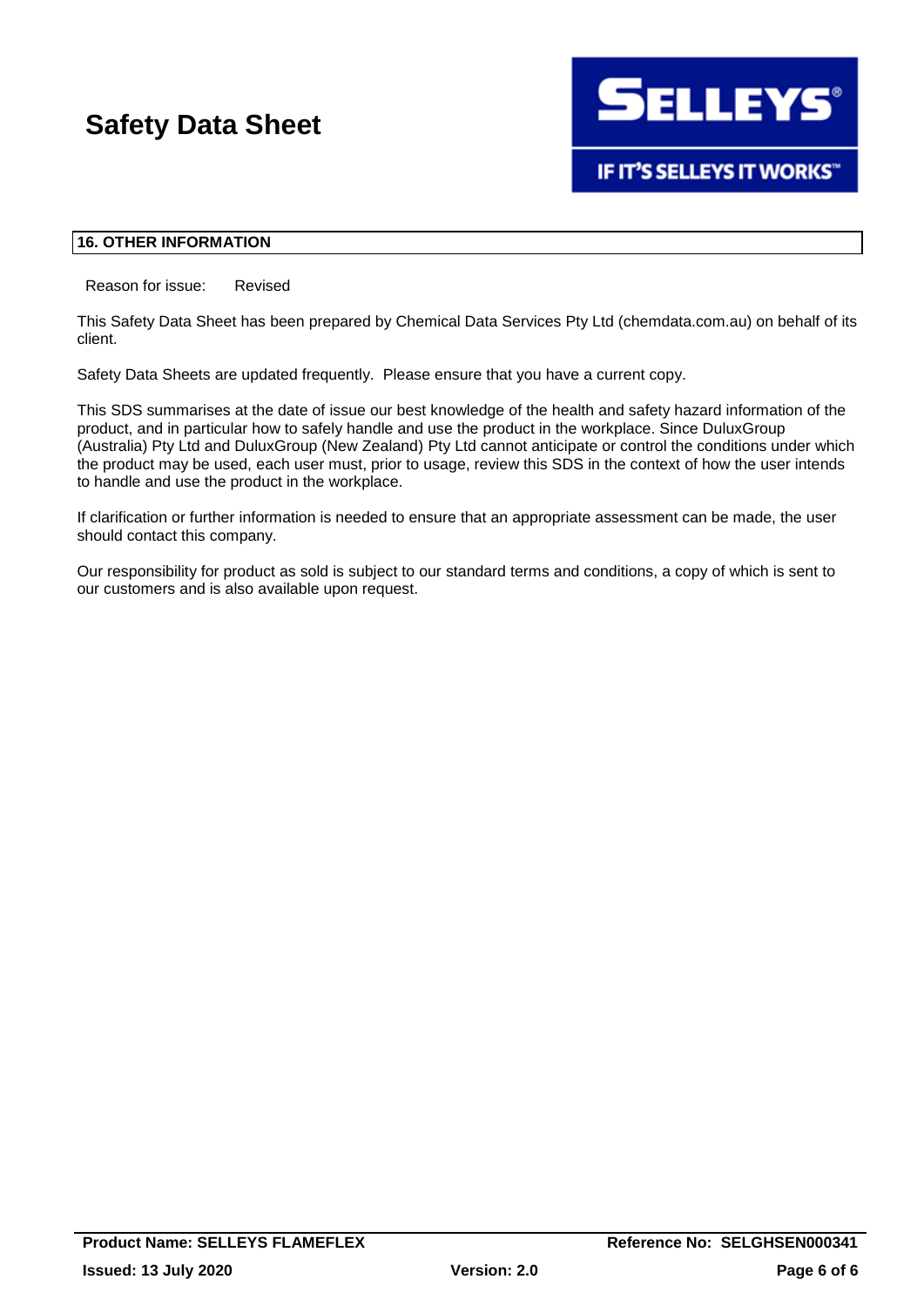## 16. OTHER INFORMATION

Reason for issue: Revised

This Safety Data Sheet has been prepared by Chemical Data Services Pty Ltd (chemdata.com.au) on behalf of its client.

Safety Data Sheets are updated frequently. Please ensure that you have a current copy.

This SDS summarises at the date of issue our best knowledge of the health and safety hazard information of the product, and in particular how to safely handle and use the product in the workplace. Since DuluxGroup (Australia) Pty Ltd and DuluxGroup (New Zealand) Pty Ltd cannot anticipate or control the conditions under which the product may be used, each user must, prior to usage, review this SDS in the context of how the user intends to handle and use the product in the workplace.

If clarification or further information is needed to ensure that an appropriate assessment can be made, the user should contact this company.

Our responsibility for product as sold is subject to our standard terms and conditions, a copy of which is sent to our customers and is also available upon request.